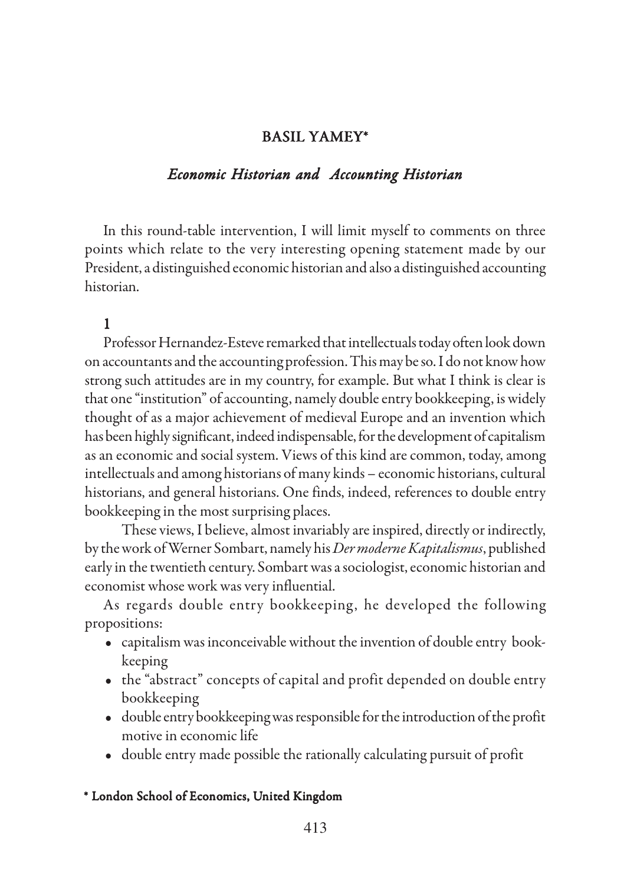# BASIL YAMEY*

## *Economic Historian and Accounting Historian*

In this round-table intervention, I will limit myself to comments on three points which relate to the very interesting opening statement made by our President, a distinguished economic historian and also a distinguished accounting historian.

### 1

Professor Hernandez-Esteve remarked that intellectuals today often look down on accountants and the accounting profession. This may be so. I do not know how strong such attitudes are in my country, for example. But what I think is clear is that one "institution" of accounting, namely double entry bookkeeping, is widely thought of as a major achievement of medieval Europe and an invention which has been highly significant, indeed indispensable, for the development of capitalism as an economic and social system. Views of this kind are common, today, among intellectuals and among historians of many kinds – economic historians, cultural historians, and general historians. One finds, indeed, references to double entry bookkeeping in the most surprising places.

These views, I believe, almost invariably are inspired, directly or indirectly, by the work of Werner Sombart, namely his *Der moderne Kapitalismus*, published early in the twentieth century. Sombart was a sociologist, economic historian and economist whose work was very influential.

As regards double entry bookkeeping, he developed the following propositions:

- capitalism was inconceivable without the invention of double entry bookkeeping
- the "abstract" concepts of capital and profit depended on double entry bookkeeping
- double entry bookkeeping was responsible for the introduction of the profit motive in economic life
- double entry made possible the rationally calculating pursuit of profit

**\* London School of Economics, United Kingdom**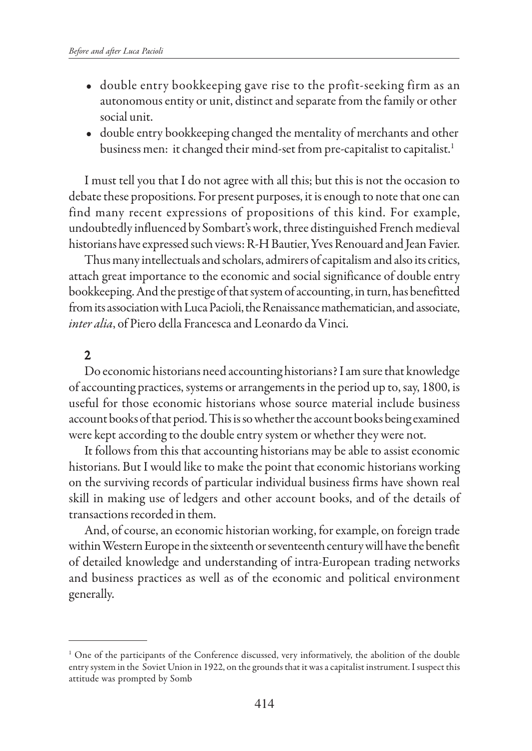- double entry bookkeeping gave rise to the profit-seeking firm as an autonomous entity or unit, distinct and separate from the family or other social unit.
- double entry bookkeeping changed the mentality of merchants and other business men: it changed their mind-set from pre-capitalist to capitalist.[1]

I must tell you that I do not agree with all this; but this is not the occasion to debate these propositions. For present purposes, it is enough to note that one can find many recent expressions of propositions of this kind. For example, undoubtedly influenced by Sombart's work, three distinguished French medieval historians have expressed such views: R-H Bautier, Yves Renouard and Jean Favier.

Thus many intellectuals and scholars, admirers of capitalism and also its critics, attach great importance to the economic and social significance of double entry bookkeeping. And the prestige of that system of accounting, in turn, has benefitted from its association with Luca Pacioli, the Renaissance mathematician, and associate, *inter alia*, of Piero della Francesca and Leonardo da Vinci.

## 2

Do economic historians need accounting historians? I am sure that knowledge of accounting practices, systems or arrangements in the period up to, say, 1800, is useful for those economic historians whose source material include business account books of that period. This is so whether the account books being examined were kept according to the double entry system or whether they were not.

It follows from this that accounting historians may be able to assist economic historians. But I would like to make the point that economic historians working on the surviving records of particular individual business firms have shown real skill in making use of ledgers and other account books, and of the details of transactions recorded in them.

And, of course, an economic historian working, for example, on foreign trade within Western Europe in the sixteenth or seventeenth century will have the benefit of detailed knowledge and understanding of intra-European trading networks and business practices as well as of the economic and political environment generally.

---

[1] One of the participants of the Conference discussed, very informatively, the abolition of the double entry system in the Soviet Union in 1922, on the grounds that it was a capitalist instrument. I suspect this attitude was prompted by Somb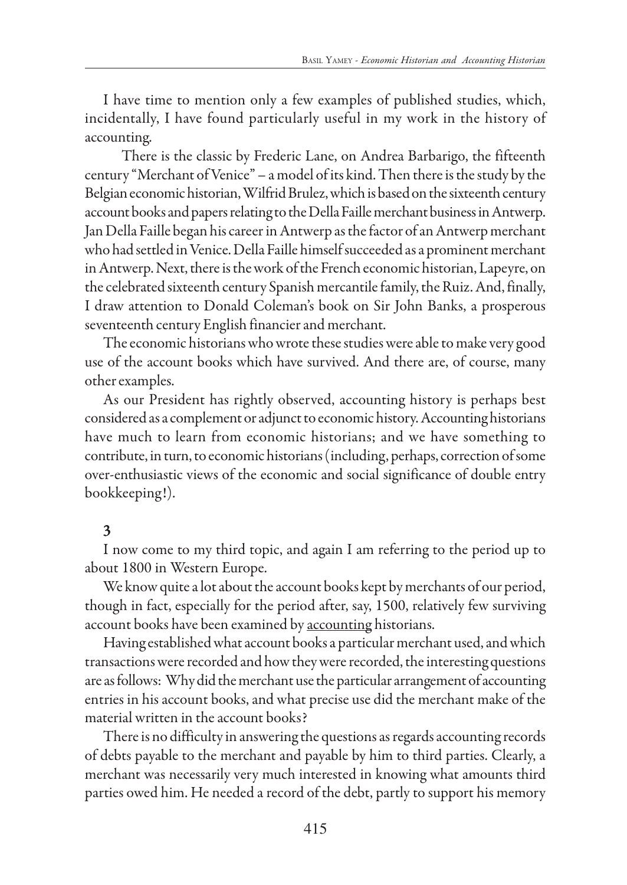I have time to mention only a few examples of published studies, which, incidentally, I have found particularly useful in my work in the history of accounting.

There is the classic by Frederic Lane, on Andrea Barbarigo, the fifteenth century "Merchant of Venice" – a model of its kind. Then there is the study by the Belgian economic historian, Wilfrid Brulez, which is based on the sixteenth century account books and papers relating to the Della Faille merchant business in Antwerp. Jan Della Faille began his career in Antwerp as the factor of an Antwerp merchant who had settled in Venice. Della Faille himself succeeded as a prominent merchant in Antwerp. Next, there is the work of the French economic historian, Lapeyre, on the celebrated sixteenth century Spanish mercantile family, the Ruiz. And, finally, I draw attention to Donald Coleman's book on Sir John Banks, a prosperous seventeenth century English financier and merchant.

The economic historians who wrote these studies were able to make very good use of the account books which have survived. And there are, of course, many other examples.

As our President has rightly observed, accounting history is perhaps best considered as a complement or adjunct to economic history. Accounting historians have much to learn from economic historians; and we have something to contribute, in turn, to economic historians (including, perhaps, correction of some over-enthusiastic views of the economic and social significance of double entry bookkeeping!).

### 3

I now come to my third topic, and again I am referring to the period up to about 1800 in Western Europe.

We know quite a lot about the account books kept by merchants of our period, though in fact, especially for the period after, say, 1500, relatively few surviving account books have been examined by <u>accounting</u> historians.

Having established what account books a particular merchant used, and which transactions were recorded and how they were recorded, the interesting questions are as follows: Why did the merchant use the particular arrangement of accounting entries in his account books, and what precise use did the merchant make of the material written in the account books?

There is no difficulty in answering the questions as regards accounting records of debts payable to the merchant and payable by him to third parties. Clearly, a merchant was necessarily very much interested in knowing what amounts third parties owed him. He needed a record of the debt, partly to support his memory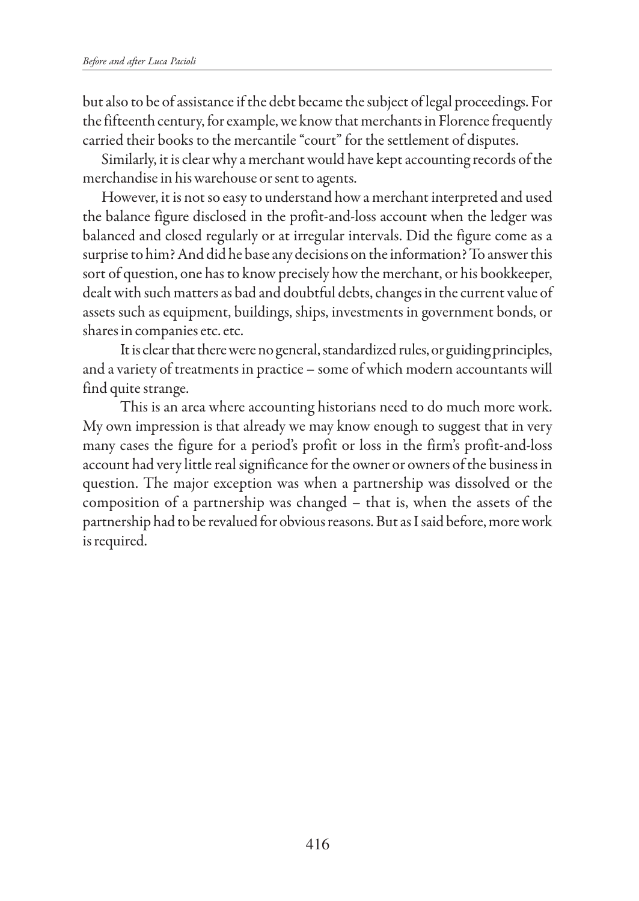but also to be of assistance if the debt became the subject of legal proceedings. For the fifteenth century, for example, we know that merchants in Florence frequently carried their books to the mercantile "court" for the settlement of disputes.

Similarly, it is clear why a merchant would have kept accounting records of the merchandise in his warehouse or sent to agents.

However, it is not so easy to understand how a merchant interpreted and used the balance figure disclosed in the profit-and-loss account when the ledger was balanced and closed regularly or at irregular intervals. Did the figure come as a surprise to him? And did he base any decisions on the information? To answer this sort of question, one has to know precisely how the merchant, or his bookkeeper, dealt with such matters as bad and doubtful debts, changes in the current value of assets such as equipment, buildings, ships, investments in government bonds, or shares in companies etc. etc.

It is clear that there were no general, standardized rules, or guiding principles, and a variety of treatments in practice – some of which modern accountants will find quite strange.

This is an area where accounting historians need to do much more work. My own impression is that already we may know enough to suggest that in very many cases the figure for a period's profit or loss in the firm's profit-and-loss account had very little real significance for the owner or owners of the business in question. The major exception was when a partnership was dissolved or the composition of a partnership was changed – that is, when the assets of the partnership had to be revalued for obvious reasons. But as I said before, more work is required.